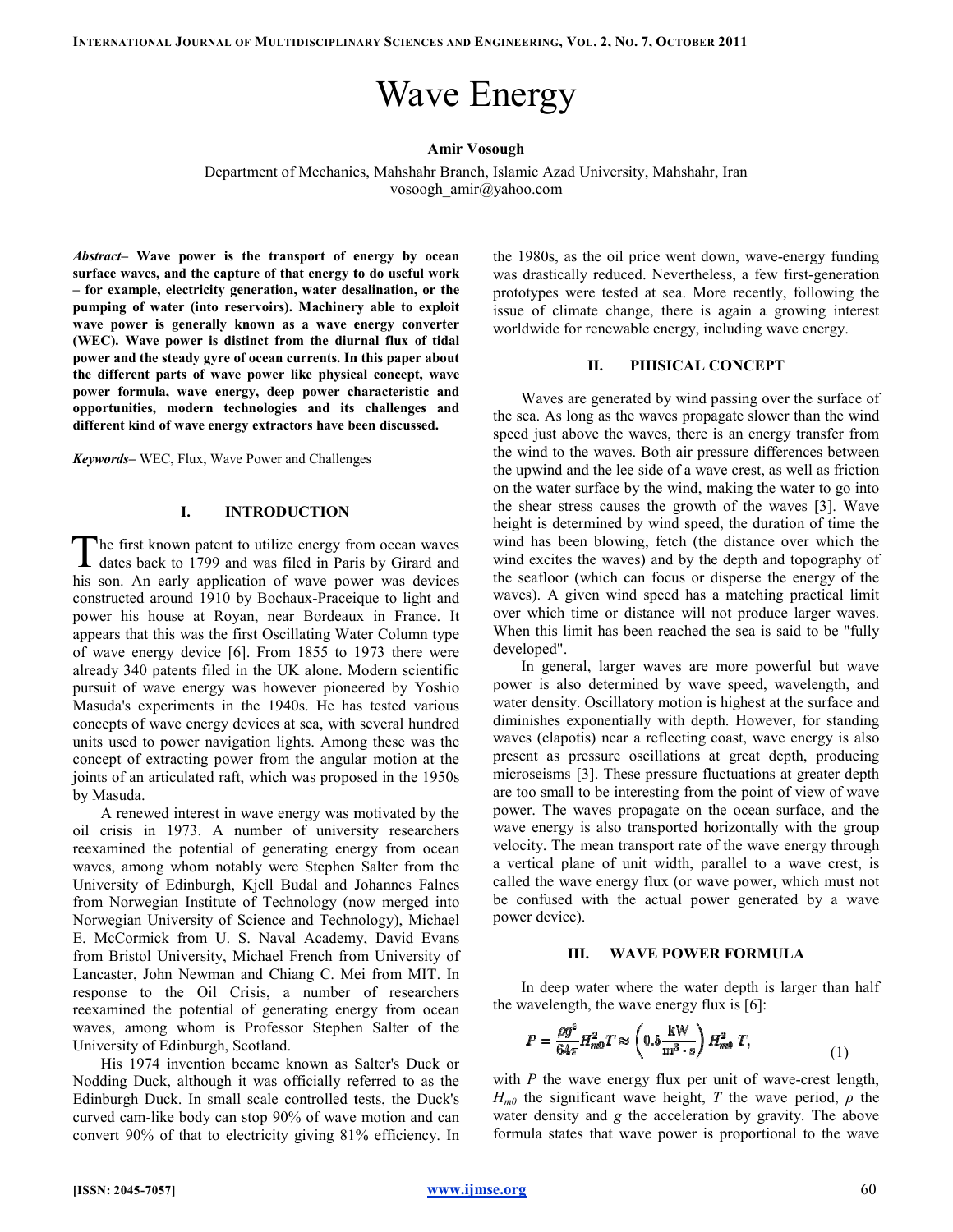# Wave Energy

**Amir Vosough**

Department of Mechanics, Mahshahr Branch, Islamic Azad University, Mahshahr, Iran
vosoogh_amir@yahoo.com

***Abstract*– Wave power is the transport of energy by ocean surface waves, and the capture of that energy to do useful work – for example, electricity generation, water desalination, or the pumping of water (into reservoirs). Machinery able to exploit wave power is generally known as a wave energy converter (WEC). Wave power is distinct from the diurnal flux of tidal power and the steady gyre of ocean currents. In this paper about the different parts of wave power like physical concept, wave power formula, wave energy, deep power characteristic and opportunities, modern technologies and its challenges and different kind of wave energy extractors have been discussed.**

***Keywords*–** WEC, Flux, Wave Power and Challenges

## I. INTRODUCTION

The first known patent to utilize energy from ocean waves dates back to 1799 and was filed in Paris by Girard and his son. An early application of wave power was devices constructed around 1910 by Bochaux-Praceique to light and power his house at Royan, near Bordeaux in France. It appears that this was the first Oscillating Water Column type of wave energy device [6]. From 1855 to 1973 there were already 340 patents filed in the UK alone. Modern scientific pursuit of wave energy was however pioneered by Yoshio Masuda's experiments in the 1940s. He has tested various concepts of wave energy devices at sea, with several hundred units used to power navigation lights. Among these was the concept of extracting power from the angular motion at the joints of an articulated raft, which was proposed in the 1950s by Masuda.

A renewed interest in wave energy was motivated by the oil crisis in 1973. A number of university researchers reexamined the potential of generating energy from ocean waves, among whom notably were Stephen Salter from the University of Edinburgh, Kjell Budal and Johannes Falnes from Norwegian Institute of Technology (now merged into Norwegian University of Science and Technology), Michael E. McCormick from U. S. Naval Academy, David Evans from Bristol University, Michael French from University of Lancaster, John Newman and Chiang C. Mei from MIT. In response to the Oil Crisis, a number of researchers reexamined the potential of generating energy from ocean waves, among whom is Professor Stephen Salter of the University of Edinburgh, Scotland.

His 1974 invention became known as Salter's Duck or Nodding Duck, although it was officially referred to as the Edinburgh Duck. In small scale controlled tests, the Duck's curved cam-like body can stop 90% of wave motion and can convert 90% of that to electricity giving 81% efficiency. In the 1980s, as the oil price went down, wave-energy funding was drastically reduced. Nevertheless, a few first-generation prototypes were tested at sea. More recently, following the issue of climate change, there is again a growing interest worldwide for renewable energy, including wave energy.

## II. PHISICAL CONCEPT

Waves are generated by wind passing over the surface of the sea. As long as the waves propagate slower than the wind speed just above the waves, there is an energy transfer from the wind to the waves. Both air pressure differences between the upwind and the lee side of a wave crest, as well as friction on the water surface by the wind, making the water to go into the shear stress causes the growth of the waves [3]. Wave height is determined by wind speed, the duration of time the wind has been blowing, fetch (the distance over which the wind excites the waves) and by the depth and topography of the seafloor (which can focus or disperse the energy of the waves). A given wind speed has a matching practical limit over which time or distance will not produce larger waves. When this limit has been reached the sea is said to be "fully developed".

In general, larger waves are more powerful but wave power is also determined by wave speed, wavelength, and water density. Oscillatory motion is highest at the surface and diminishes exponentially with depth. However, for standing waves (clapotis) near a reflecting coast, wave energy is also present as pressure oscillations at great depth, producing microseisms [3]. These pressure fluctuations at greater depth are too small to be interesting from the point of view of wave power. The waves propagate on the ocean surface, and the wave energy is also transported horizontally with the group velocity. The mean transport rate of the wave energy through a vertical plane of unit width, parallel to a wave crest, is called the wave energy flux (or wave power, which must not be confused with the actual power generated by a wave power device).

## III. WAVE POWER FORMULA

In deep water where the water depth is larger than half the wavelength, the wave energy flux is [6]:

$$P = \frac{\rho g^2}{64\pi} H_{m0}^2 T \approx \left(0.5 \frac{\mathrm{kW}}{\mathrm{m}^3 \cdot \mathrm{s}}\right) H_{m0}^2\, T, \tag{1}$$

with $P$ the wave energy flux per unit of wave-crest length, $H_{m0}$ the significant wave height, $T$ the wave period, $\rho$ the water density and $g$ the acceleration by gravity. The above formula states that wave power is proportional to the wave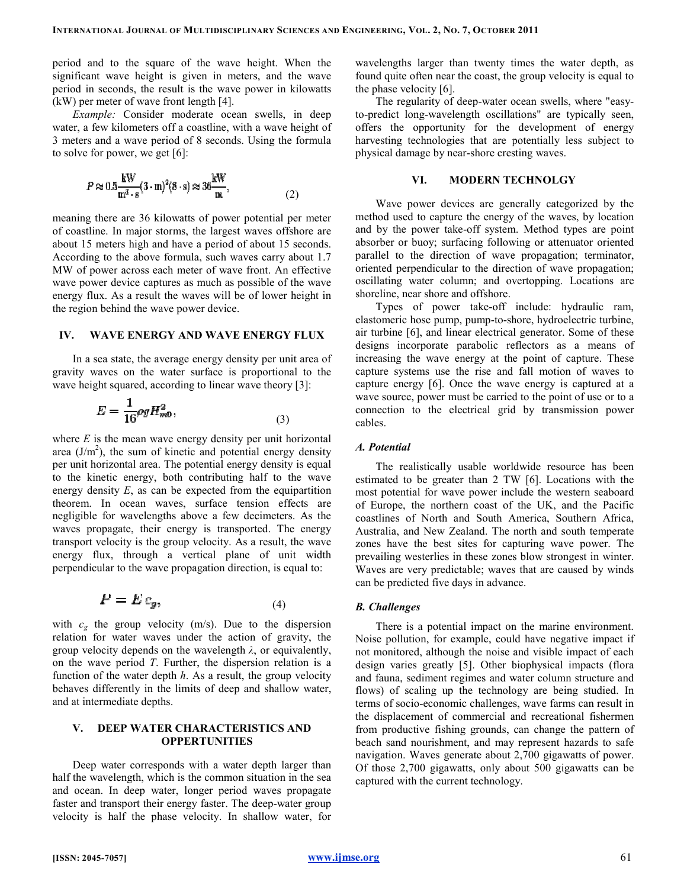period and to the square of the wave height. When the significant wave height is given in meters, and the wave period in seconds, the result is the wave power in kilowatts (kW) per meter of wave front length [4].

*Example:* Consider moderate ocean swells, in deep water, a few kilometers off a coastline, with a wave height of 3 meters and a wave period of 8 seconds. Using the formula to solve for power, we get [6]:

$$P \approx 0.5 \frac{\mathrm{kW}}{\mathrm{m}^3 \cdot \mathrm{s}} (3 \cdot \mathrm{m})^2 (8 \cdot \mathrm{s}) \approx 36 \frac{\mathrm{kW}}{\mathrm{m}}, \tag{2}$$

meaning there are 36 kilowatts of power potential per meter of coastline. In major storms, the largest waves offshore are about 15 meters high and have a period of about 15 seconds. According to the above formula, such waves carry about 1.7 MW of power across each meter of wave front. An effective wave power device captures as much as possible of the wave energy flux. As a result the waves will be of lower height in the region behind the wave power device.

## IV. WAVE ENERGY AND WAVE ENERGY FLUX

In a sea state, the average energy density per unit area of gravity waves on the water surface is proportional to the wave height squared, according to linear wave theory [3]:

$$E = \frac{1}{16} \rho g H_{m0}^2, \tag{3}$$

where $E$ is the mean wave energy density per unit horizontal area (J/m$^2$), the sum of kinetic and potential energy density per unit horizontal area. The potential energy density is equal to the kinetic energy, both contributing half to the wave energy density $E$, as can be expected from the equipartition theorem. In ocean waves, surface tension effects are negligible for wavelengths above a few decimeters. As the waves propagate, their energy is transported. The energy transport velocity is the group velocity. As a result, the wave energy flux, through a vertical plane of unit width perpendicular to the wave propagation direction, is equal to:

$$P = E\, c_g, \tag{4}$$

with $c_g$ the group velocity (m/s). Due to the dispersion relation for water waves under the action of gravity, the group velocity depends on the wavelength $\lambda$, or equivalently, on the wave period $T$. Further, the dispersion relation is a function of the water depth $h$. As a result, the group velocity behaves differently in the limits of deep and shallow water, and at intermediate depths.

## V. DEEP WATER CHARACTERISTICS AND OPPERTUNITIES

Deep water corresponds with a water depth larger than half the wavelength, which is the common situation in the sea and ocean. In deep water, longer period waves propagate faster and transport their energy faster. The deep-water group velocity is half the phase velocity. In shallow water, for wavelengths larger than twenty times the water depth, as found quite often near the coast, the group velocity is equal to the phase velocity [6].

The regularity of deep-water ocean swells, where "easy-to-predict long-wavelength oscillations" are typically seen, offers the opportunity for the development of energy harvesting technologies that are potentially less subject to physical damage by near-shore cresting waves.

## VI. MODERN TECHNOLGY

Wave power devices are generally categorized by the method used to capture the energy of the waves, by location and by the power take-off system. Method types are point absorber or buoy; surfacing following or attenuator oriented parallel to the direction of wave propagation; terminator, oriented perpendicular to the direction of wave propagation; oscillating water column; and overtopping. Locations are shoreline, near shore and offshore.

Types of power take-off include: hydraulic ram, elastomeric hose pump, pump-to-shore, hydroelectric turbine, air turbine [6], and linear electrical generator. Some of these designs incorporate parabolic reflectors as a means of increasing the wave energy at the point of capture. These capture systems use the rise and fall motion of waves to capture energy [6]. Once the wave energy is captured at a wave source, power must be carried to the point of use or to a connection to the electrical grid by transmission power cables.

### A. Potential

The realistically usable worldwide resource has been estimated to be greater than 2 TW [6]. Locations with the most potential for wave power include the western seaboard of Europe, the northern coast of the UK, and the Pacific coastlines of North and South America, Southern Africa, Australia, and New Zealand. The north and south temperate zones have the best sites for capturing wave power. The prevailing westerlies in these zones blow strongest in winter. Waves are very predictable; waves that are caused by winds can be predicted five days in advance.

### B. Challenges

There is a potential impact on the marine environment. Noise pollution, for example, could have negative impact if not monitored, although the noise and visible impact of each design varies greatly [5]. Other biophysical impacts (flora and fauna, sediment regimes and water column structure and flows) of scaling up the technology are being studied. In terms of socio-economic challenges, wave farms can result in the displacement of commercial and recreational fishermen from productive fishing grounds, can change the pattern of beach sand nourishment, and may represent hazards to safe navigation. Waves generate about 2,700 gigawatts of power. Of those 2,700 gigawatts, only about 500 gigawatts can be captured with the current technology.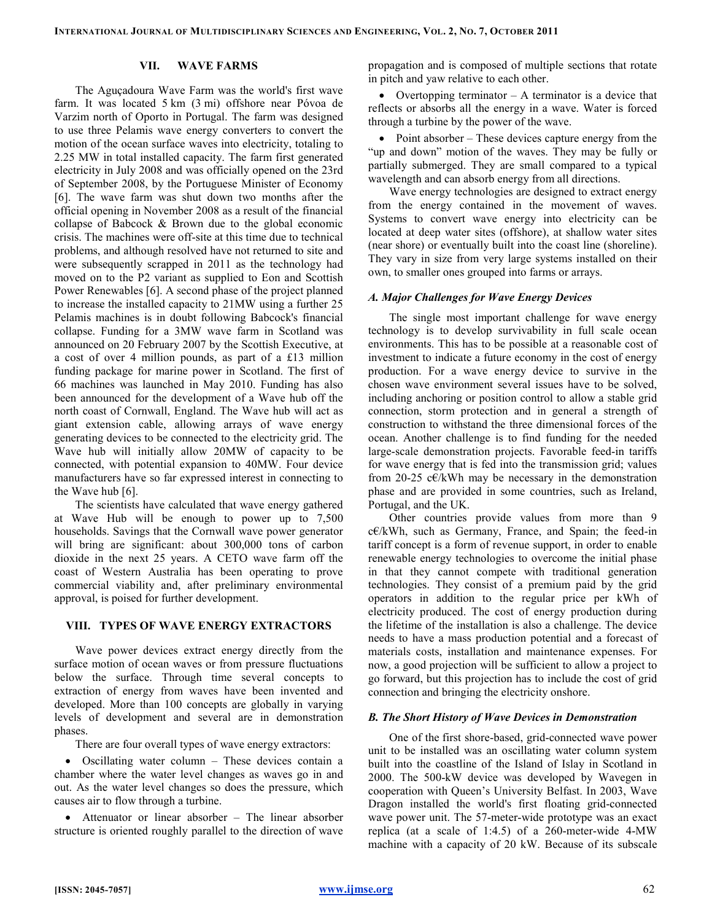## VII. WAVE FARMS

The Aguçadoura Wave Farm was the world's first wave farm. It was located 5 km (3 mi) offshore near Póvoa de Varzim north of Oporto in Portugal. The farm was designed to use three Pelamis wave energy converters to convert the motion of the ocean surface waves into electricity, totaling to 2.25 MW in total installed capacity. The farm first generated electricity in July 2008 and was officially opened on the 23rd of September 2008, by the Portuguese Minister of Economy [6]. The wave farm was shut down two months after the official opening in November 2008 as a result of the financial collapse of Babcock & Brown due to the global economic crisis. The machines were off-site at this time due to technical problems, and although resolved have not returned to site and were subsequently scrapped in 2011 as the technology had moved on to the P2 variant as supplied to Eon and Scottish Power Renewables [6]. A second phase of the project planned to increase the installed capacity to 21MW using a further 25 Pelamis machines is in doubt following Babcock's financial collapse. Funding for a 3MW wave farm in Scotland was announced on 20 February 2007 by the Scottish Executive, at a cost of over 4 million pounds, as part of a £13 million funding package for marine power in Scotland. The first of 66 machines was launched in May 2010. Funding has also been announced for the development of a Wave hub off the north coast of Cornwall, England. The Wave hub will act as giant extension cable, allowing arrays of wave energy generating devices to be connected to the electricity grid. The Wave hub will initially allow 20MW of capacity to be connected, with potential expansion to 40MW. Four device manufacturers have so far expressed interest in connecting to the Wave hub [6].

The scientists have calculated that wave energy gathered at Wave Hub will be enough to power up to 7,500 households. Savings that the Cornwall wave power generator will bring are significant: about 300,000 tons of carbon dioxide in the next 25 years. A CETO wave farm off the coast of Western Australia has been operating to prove commercial viability and, after preliminary environmental approval, is poised for further development.

## VIII. TYPES OF WAVE ENERGY EXTRACTORS

Wave power devices extract energy directly from the surface motion of ocean waves or from pressure fluctuations below the surface. Through time several concepts to extraction of energy from waves have been invented and developed. More than 100 concepts are globally in varying levels of development and several are in demonstration phases.

There are four overall types of wave energy extractors:

- Oscillating water column – These devices contain a chamber where the water level changes as waves go in and out. As the water level changes so does the pressure, which causes air to flow through a turbine.
- Attenuator or linear absorber – The linear absorber structure is oriented roughly parallel to the direction of wave propagation and is composed of multiple sections that rotate in pitch and yaw relative to each other.
- Overtopping terminator – A terminator is a device that reflects or absorbs all the energy in a wave. Water is forced through a turbine by the power of the wave.
- Point absorber – These devices capture energy from the "up and down" motion of the waves. They may be fully or partially submerged. They are small compared to a typical wavelength and can absorb energy from all directions.

Wave energy technologies are designed to extract energy from the energy contained in the movement of waves. Systems to convert wave energy into electricity can be located at deep water sites (offshore), at shallow water sites (near shore) or eventually built into the coast line (shoreline). They vary in size from very large systems installed on their own, to smaller ones grouped into farms or arrays.

### *A. Major Challenges for Wave Energy Devices*

The single most important challenge for wave energy technology is to develop survivability in full scale ocean environments. This has to be possible at a reasonable cost of investment to indicate a future economy in the cost of energy production. For a wave energy device to survive in the chosen wave environment several issues have to be solved, including anchoring or position control to allow a stable grid connection, storm protection and in general a strength of construction to withstand the three dimensional forces of the ocean. Another challenge is to find funding for the needed large-scale demonstration projects. Favorable feed-in tariffs for wave energy that is fed into the transmission grid; values from 20-25 c€/kWh may be necessary in the demonstration phase and are provided in some countries, such as Ireland, Portugal, and the UK.

Other countries provide values from more than 9 c€/kWh, such as Germany, France, and Spain; the feed-in tariff concept is a form of revenue support, in order to enable renewable energy technologies to overcome the initial phase in that they cannot compete with traditional generation technologies. They consist of a premium paid by the grid operators in addition to the regular price per kWh of electricity produced. The cost of energy production during the lifetime of the installation is also a challenge. The device needs to have a mass production potential and a forecast of materials costs, installation and maintenance expenses. For now, a good projection will be sufficient to allow a project to go forward, but this projection has to include the cost of grid connection and bringing the electricity onshore.

### *B. The Short History of Wave Devices in Demonstration*

One of the first shore-based, grid-connected wave power unit to be installed was an oscillating water column system built into the coastline of the Island of Islay in Scotland in 2000. The 500-kW device was developed by Wavegen in cooperation with Queen's University Belfast. In 2003, Wave Dragon installed the world's first floating grid-connected wave power unit. The 57-meter-wide prototype was an exact replica (at a scale of 1:4.5) of a 260-meter-wide 4-MW machine with a capacity of 20 kW. Because of its subscale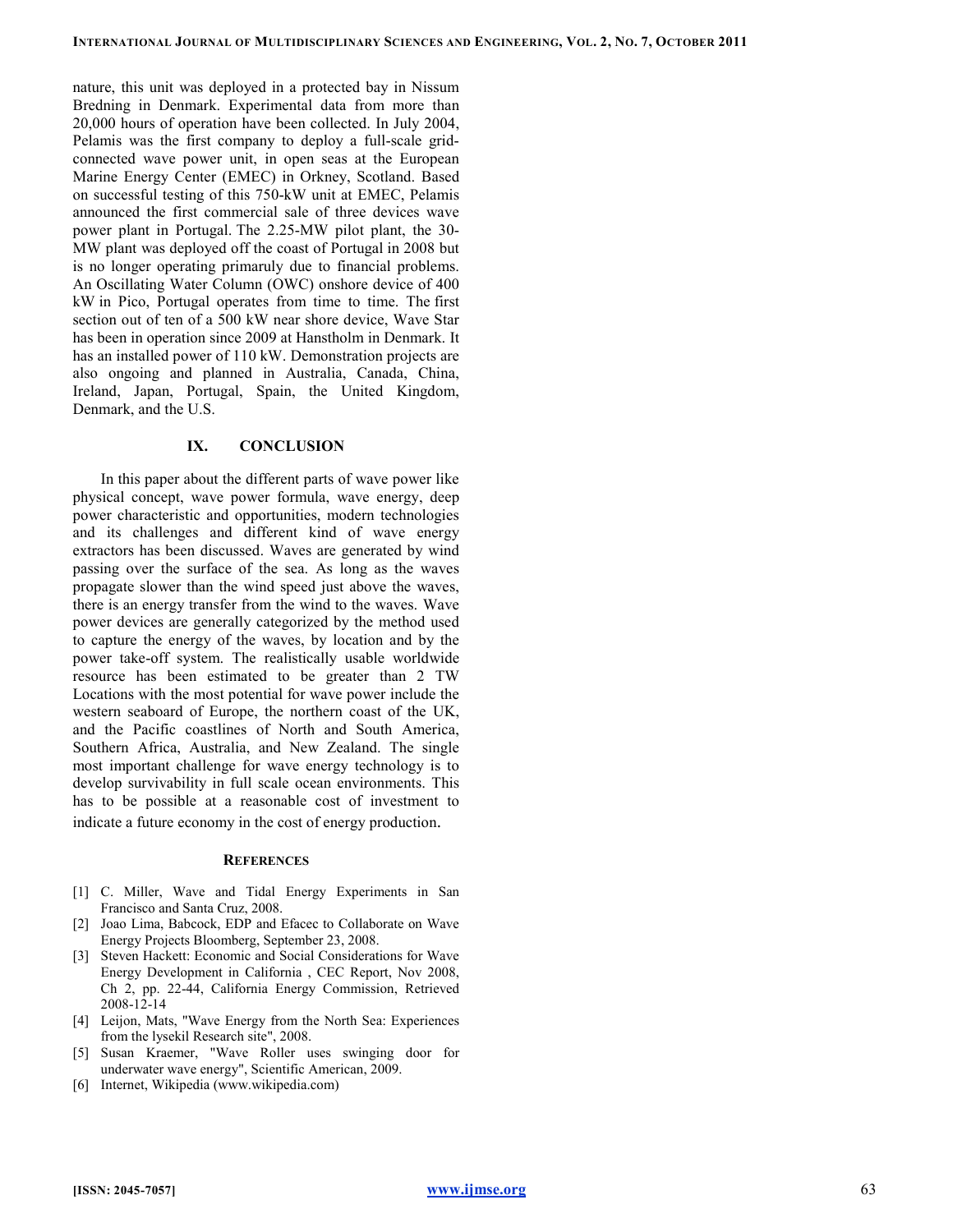nature, this unit was deployed in a protected bay in Nissum Bredning in Denmark. Experimental data from more than 20,000 hours of operation have been collected. In July 2004, Pelamis was the first company to deploy a full-scale grid-connected wave power unit, in open seas at the European Marine Energy Center (EMEC) in Orkney, Scotland. Based on successful testing of this 750-kW unit at EMEC, Pelamis announced the first commercial sale of three devices wave power plant in Portugal. The 2.25-MW pilot plant, the 30-MW plant was deployed off the coast of Portugal in 2008 but is no longer operating primaruly due to financial problems. An Oscillating Water Column (OWC) onshore device of 400 kW in Pico, Portugal operates from time to time. The first section out of ten of a 500 kW near shore device, Wave Star has been in operation since 2009 at Hanstholm in Denmark. It has an installed power of 110 kW. Demonstration projects are also ongoing and planned in Australia, Canada, China, Ireland, Japan, Portugal, Spain, the United Kingdom, Denmark, and the U.S.

## IX. CONCLUSION

In this paper about the different parts of wave power like physical concept, wave power formula, wave energy, deep power characteristic and opportunities, modern technologies and its challenges and different kind of wave energy extractors has been discussed. Waves are generated by wind passing over the surface of the sea. As long as the waves propagate slower than the wind speed just above the waves, there is an energy transfer from the wind to the waves. Wave power devices are generally categorized by the method used to capture the energy of the waves, by location and by the power take-off system. The realistically usable worldwide resource has been estimated to be greater than 2 TW Locations with the most potential for wave power include the western seaboard of Europe, the northern coast of the UK, and the Pacific coastlines of North and South America, Southern Africa, Australia, and New Zealand. The single most important challenge for wave energy technology is to develop survivability in full scale ocean environments. This has to be possible at a reasonable cost of investment to indicate a future economy in the cost of energy production.

## REFERENCES

- [1] C. Miller, Wave and Tidal Energy Experiments in San Francisco and Santa Cruz, 2008.
- [2] Joao Lima, Babcock, EDP and Efacec to Collaborate on Wave Energy Projects Bloomberg, September 23, 2008.
- [3] Steven Hackett: Economic and Social Considerations for Wave Energy Development in California , CEC Report, Nov 2008, Ch 2, pp. 22-44, California Energy Commission, Retrieved 2008-12-14
- [4] Leijon, Mats, "Wave Energy from the North Sea: Experiences from the lysekil Research site", 2008.
- [5] Susan Kraemer, "Wave Roller uses swinging door for underwater wave energy", Scientific American, 2009.
- [6] Internet, Wikipedia (www.wikipedia.com)